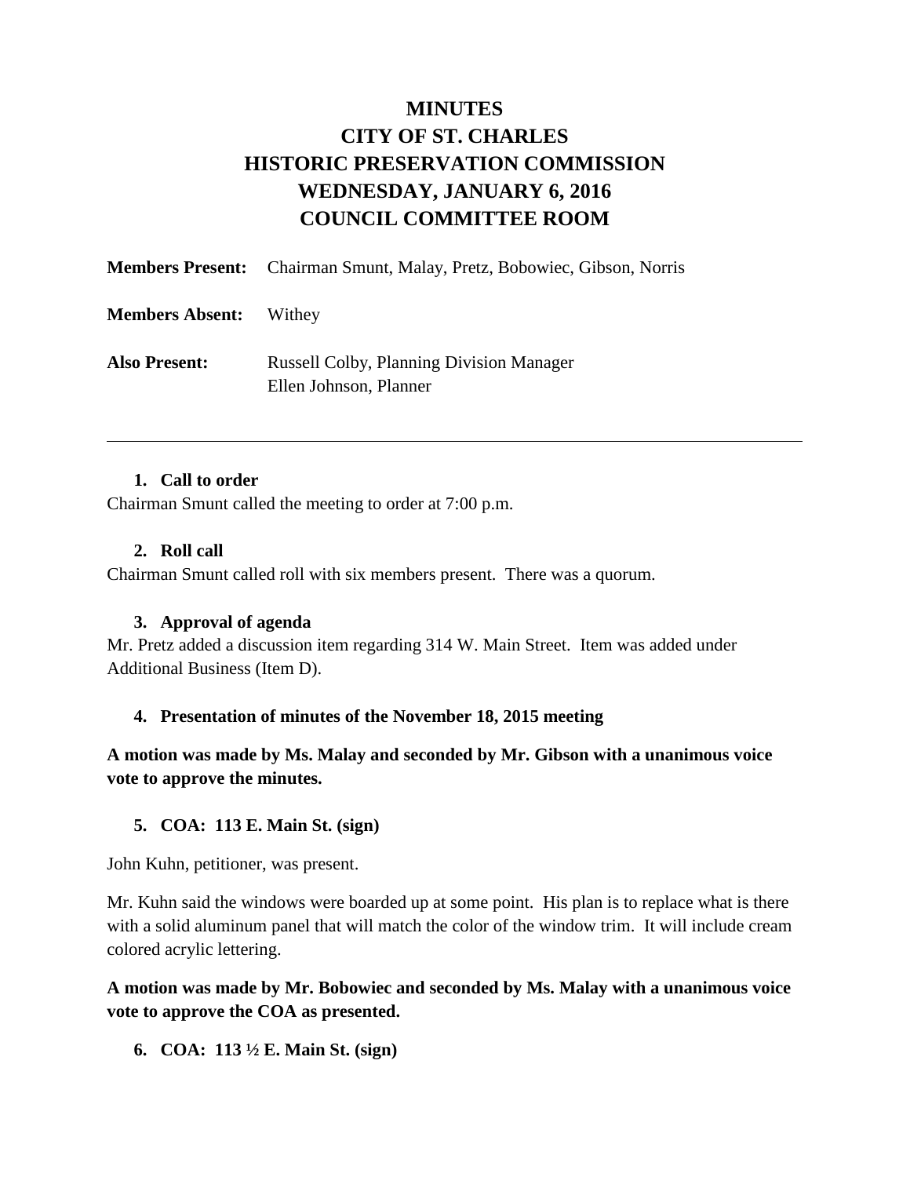# MINUTES
# CITY OF ST. CHARLES
# HISTORIC PRESERVATION COMMISSION
# WEDNESDAY, JANUARY 6, 2016
# COUNCIL COMMITTEE ROOM

**Members Present:** Chairman Smunt, Malay, Pretz, Bobowiec, Gibson, Norris

**Members Absent:** Withey

**Also Present:** Russell Colby, Planning Division Manager
Ellen Johnson, Planner

---

1. **Call to order**

Chairman Smunt called the meeting to order at 7:00 p.m.

2. **Roll call**

Chairman Smunt called roll with six members present. There was a quorum.

3. **Approval of agenda**

Mr. Pretz added a discussion item regarding 314 W. Main Street. Item was added under Additional Business (Item D).

4. **Presentation of minutes of the November 18, 2015 meeting**

**A motion was made by Ms. Malay and seconded by Mr. Gibson with a unanimous voice vote to approve the minutes.**

5. **COA: 113 E. Main St. (sign)**

John Kuhn, petitioner, was present.

Mr. Kuhn said the windows were boarded up at some point. His plan is to replace what is there with a solid aluminum panel that will match the color of the window trim. It will include cream colored acrylic lettering.

**A motion was made by Mr. Bobowiec and seconded by Ms. Malay with a unanimous voice vote to approve the COA as presented.**

6. **COA: 113 ½ E. Main St. (sign)**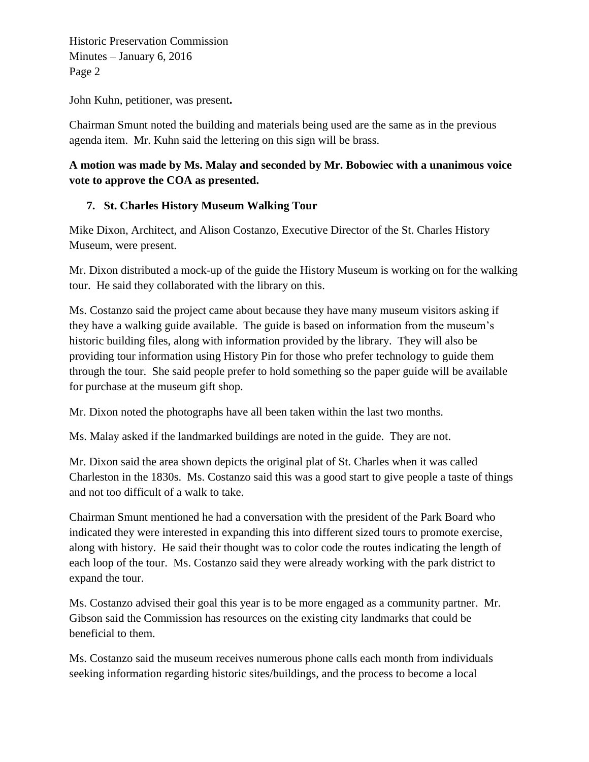John Kuhn, petitioner, was present**.**

Chairman Smunt noted the building and materials being used are the same as in the previous agenda item. Mr. Kuhn said the lettering on this sign will be brass.

**A motion was made by Ms. Malay and seconded by Mr. Bobowiec with a unanimous voice vote to approve the COA as presented.**

**7. St. Charles History Museum Walking Tour**

Mike Dixon, Architect, and Alison Costanzo, Executive Director of the St. Charles History Museum, were present.

Mr. Dixon distributed a mock-up of the guide the History Museum is working on for the walking tour. He said they collaborated with the library on this.

Ms. Costanzo said the project came about because they have many museum visitors asking if they have a walking guide available. The guide is based on information from the museum's historic building files, along with information provided by the library. They will also be providing tour information using History Pin for those who prefer technology to guide them through the tour. She said people prefer to hold something so the paper guide will be available for purchase at the museum gift shop.

Mr. Dixon noted the photographs have all been taken within the last two months.

Ms. Malay asked if the landmarked buildings are noted in the guide. They are not.

Mr. Dixon said the area shown depicts the original plat of St. Charles when it was called Charleston in the 1830s. Ms. Costanzo said this was a good start to give people a taste of things and not too difficult of a walk to take.

Chairman Smunt mentioned he had a conversation with the president of the Park Board who indicated they were interested in expanding this into different sized tours to promote exercise, along with history. He said their thought was to color code the routes indicating the length of each loop of the tour. Ms. Costanzo said they were already working with the park district to expand the tour.

Ms. Costanzo advised their goal this year is to be more engaged as a community partner. Mr. Gibson said the Commission has resources on the existing city landmarks that could be beneficial to them.

Ms. Costanzo said the museum receives numerous phone calls each month from individuals seeking information regarding historic sites/buildings, and the process to become a local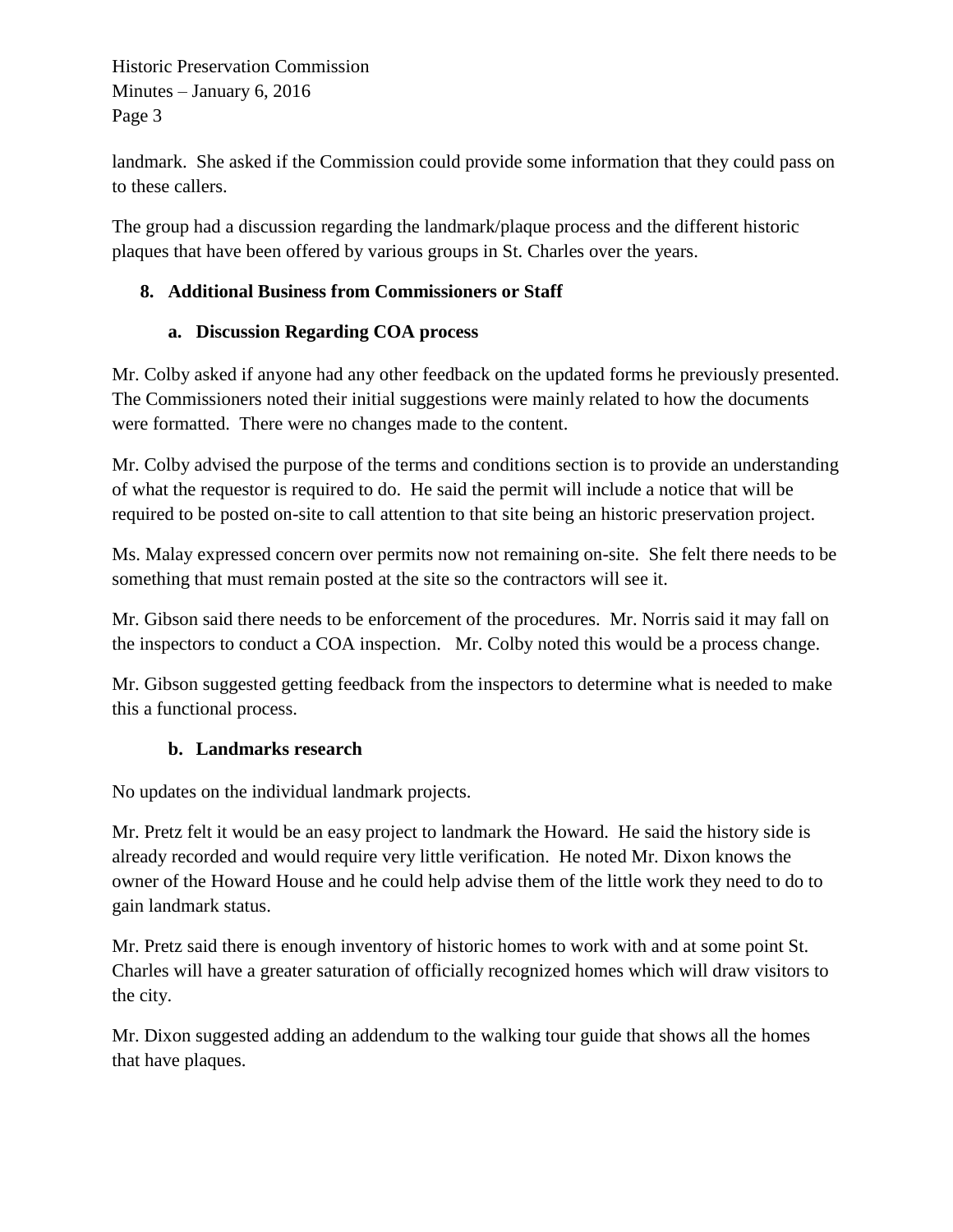landmark. She asked if the Commission could provide some information that they could pass on to these callers.

The group had a discussion regarding the landmark/plaque process and the different historic plaques that have been offered by various groups in St. Charles over the years.

**8. Additional Business from Commissioners or Staff**

**a. Discussion Regarding COA process**

Mr. Colby asked if anyone had any other feedback on the updated forms he previously presented. The Commissioners noted their initial suggestions were mainly related to how the documents were formatted. There were no changes made to the content.

Mr. Colby advised the purpose of the terms and conditions section is to provide an understanding of what the requestor is required to do. He said the permit will include a notice that will be required to be posted on-site to call attention to that site being an historic preservation project.

Ms. Malay expressed concern over permits now not remaining on-site. She felt there needs to be something that must remain posted at the site so the contractors will see it.

Mr. Gibson said there needs to be enforcement of the procedures. Mr. Norris said it may fall on the inspectors to conduct a COA inspection. Mr. Colby noted this would be a process change.

Mr. Gibson suggested getting feedback from the inspectors to determine what is needed to make this a functional process.

**b. Landmarks research**

No updates on the individual landmark projects.

Mr. Pretz felt it would be an easy project to landmark the Howard. He said the history side is already recorded and would require very little verification. He noted Mr. Dixon knows the owner of the Howard House and he could help advise them of the little work they need to do to gain landmark status.

Mr. Pretz said there is enough inventory of historic homes to work with and at some point St. Charles will have a greater saturation of officially recognized homes which will draw visitors to the city.

Mr. Dixon suggested adding an addendum to the walking tour guide that shows all the homes that have plaques.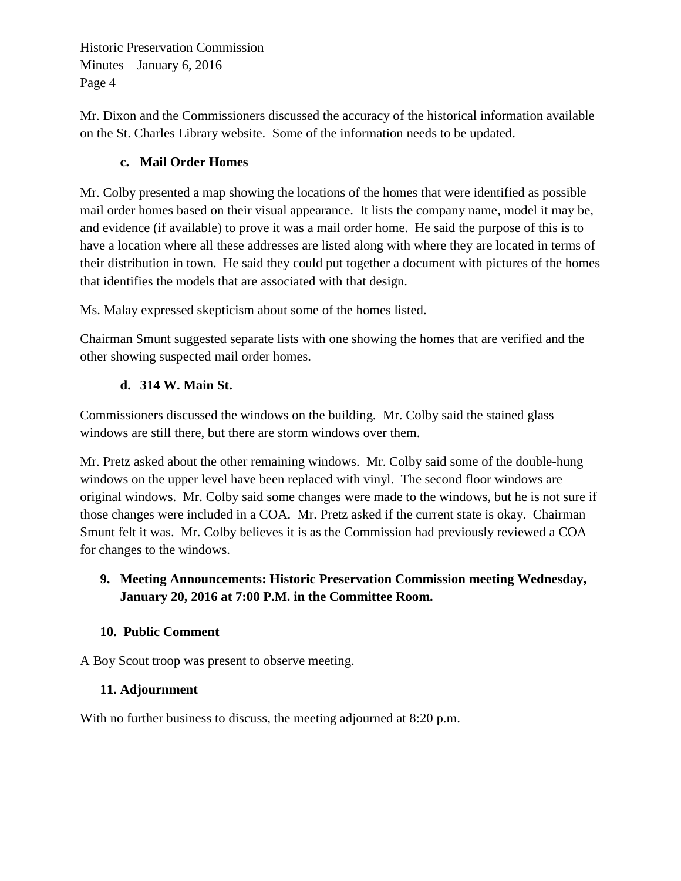Mr. Dixon and the Commissioners discussed the accuracy of the historical information available on the St. Charles Library website. Some of the information needs to be updated.

**c. Mail Order Homes**

Mr. Colby presented a map showing the locations of the homes that were identified as possible mail order homes based on their visual appearance. It lists the company name, model it may be, and evidence (if available) to prove it was a mail order home. He said the purpose of this is to have a location where all these addresses are listed along with where they are located in terms of their distribution in town. He said they could put together a document with pictures of the homes that identifies the models that are associated with that design.

Ms. Malay expressed skepticism about some of the homes listed.

Chairman Smunt suggested separate lists with one showing the homes that are verified and the other showing suspected mail order homes.

**d. 314 W. Main St.**

Commissioners discussed the windows on the building. Mr. Colby said the stained glass windows are still there, but there are storm windows over them.

Mr. Pretz asked about the other remaining windows. Mr. Colby said some of the double-hung windows on the upper level have been replaced with vinyl. The second floor windows are original windows. Mr. Colby said some changes were made to the windows, but he is not sure if those changes were included in a COA. Mr. Pretz asked if the current state is okay. Chairman Smunt felt it was. Mr. Colby believes it is as the Commission had previously reviewed a COA for changes to the windows.

**9. Meeting Announcements: Historic Preservation Commission meeting Wednesday, January 20, 2016 at 7:00 P.M. in the Committee Room.**

**10. Public Comment**

A Boy Scout troop was present to observe meeting.

**11. Adjournment**

With no further business to discuss, the meeting adjourned at 8:20 p.m.